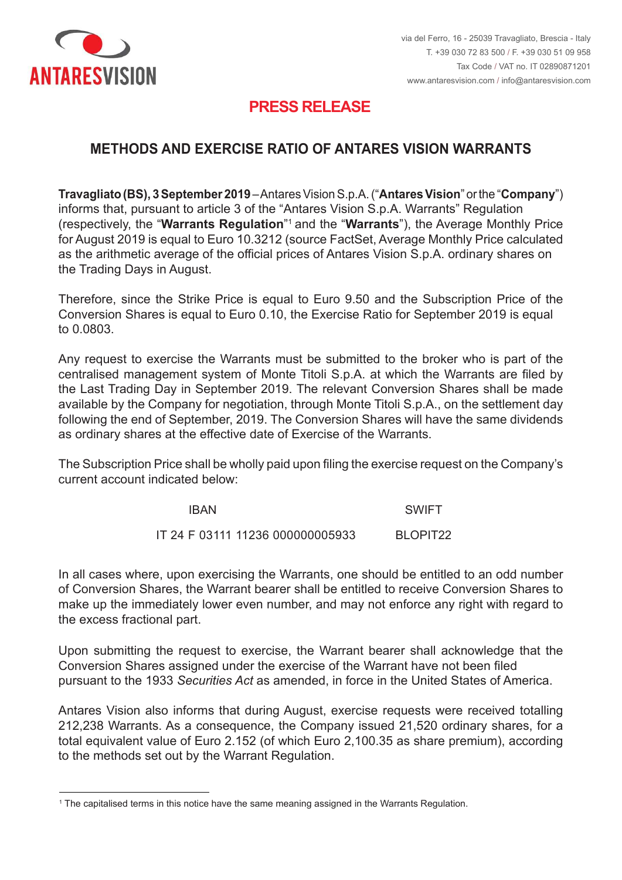ANTARESVISION

via del Ferro, 16 - 25039 Travagliato, Brescia - Italy
T. +39 030 72 83 500 / F. +39 030 51 09 958
Tax Code / VAT no. IT 02890871201
www.antaresvision.com / info@antaresvision.com

# PRESS RELEASE

## METHODS AND EXERCISE RATIO OF ANTARES VISION WARRANTS

**Travagliato (BS), 3 September 2019** – Antares Vision S.p.A. ("**Antares Vision**" or the "**Company**") informs that, pursuant to article 3 of the "Antares Vision S.p.A. Warrants" Regulation (respectively, the "**Warrants Regulation**"[1] and the "**Warrants**"), the Average Monthly Price for August 2019 is equal to Euro 10.3212 (source FactSet, Average Monthly Price calculated as the arithmetic average of the official prices of Antares Vision S.p.A. ordinary shares on the Trading Days in August.

Therefore, since the Strike Price is equal to Euro 9.50 and the Subscription Price of the Conversion Shares is equal to Euro 0.10, the Exercise Ratio for September 2019 is equal to 0.0803.

Any request to exercise the Warrants must be submitted to the broker who is part of the centralised management system of Monte Titoli S.p.A. at which the Warrants are filed by the Last Trading Day in September 2019. The relevant Conversion Shares shall be made available by the Company for negotiation, through Monte Titoli S.p.A., on the settlement day following the end of September, 2019. The Conversion Shares will have the same dividends as ordinary shares at the effective date of Exercise of the Warrants.

The Subscription Price shall be wholly paid upon filing the exercise request on the Company's current account indicated below:

| IBAN | SWIFT |
|---|---|
| IT 24 F 03111 11236 000000005933 | BLOPIT22 |

In all cases where, upon exercising the Warrants, one should be entitled to an odd number of Conversion Shares, the Warrant bearer shall be entitled to receive Conversion Shares to make up the immediately lower even number, and may not enforce any right with regard to the excess fractional part.

Upon submitting the request to exercise, the Warrant bearer shall acknowledge that the Conversion Shares assigned under the exercise of the Warrant have not been filed pursuant to the 1933 *Securities Act* as amended, in force in the United States of America.

Antares Vision also informs that during August, exercise requests were received totalling 212,238 Warrants. As a consequence, the Company issued 21,520 ordinary shares, for a total equivalent value of Euro 2.152 (of which Euro 2,100.35 as share premium), according to the methods set out by the Warrant Regulation.

---

[1] The capitalised terms in this notice have the same meaning assigned in the Warrants Regulation.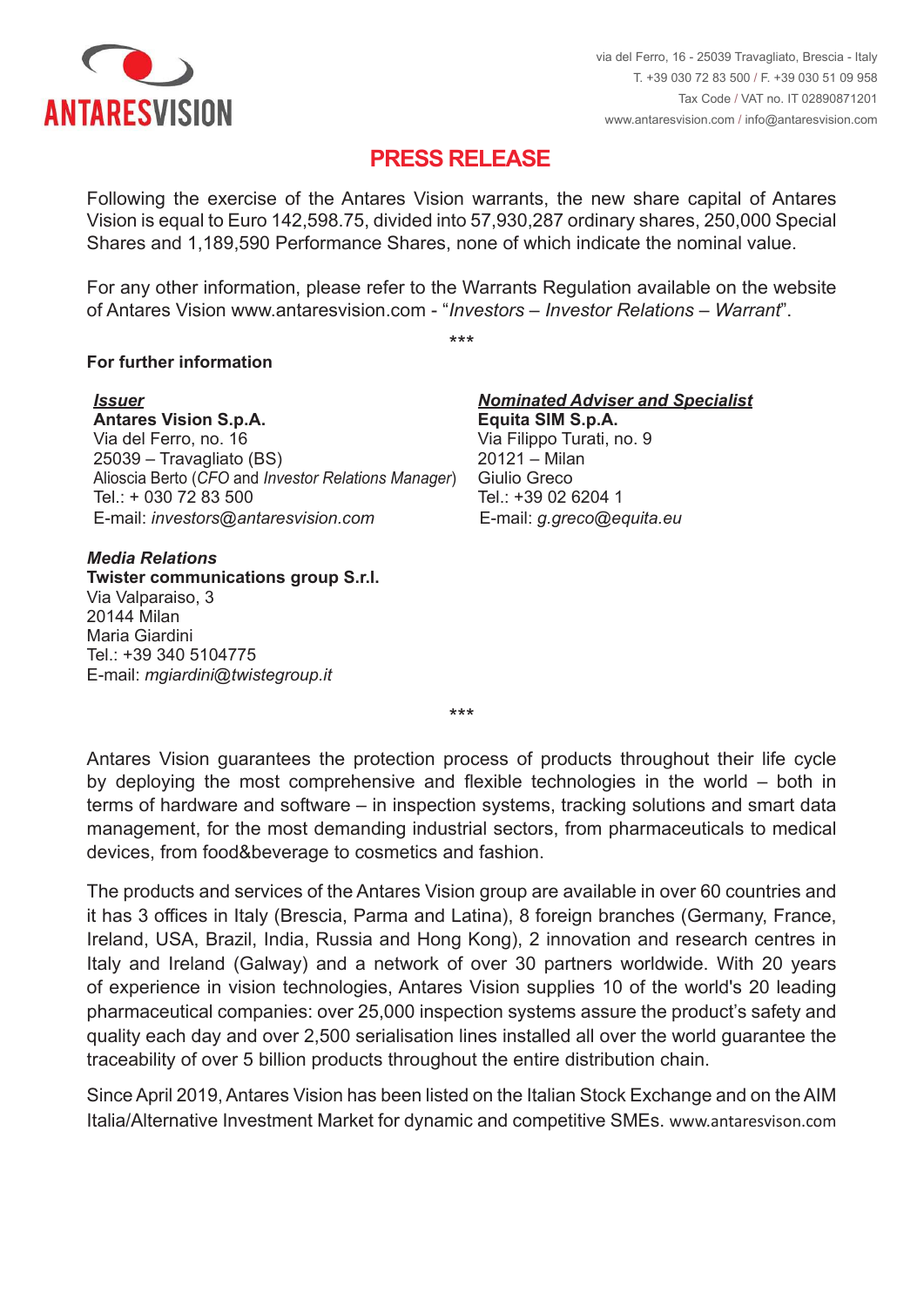ANTARESVISION

via del Ferro, 16 - 25039 Travagliato, Brescia - Italy
T. +39 030 72 83 500 / F. +39 030 51 09 958
Tax Code / VAT no. IT 02890871201
www.antaresvision.com / info@antaresvision.com

## PRESS RELEASE

Following the exercise of the Antares Vision warrants, the new share capital of Antares Vision is equal to Euro 142,598.75, divided into 57,930,287 ordinary shares, 250,000 Special Shares and 1,189,590 Performance Shares, none of which indicate the nominal value.

For any other information, please refer to the Warrants Regulation available on the website of Antares Vision www.antaresvision.com - "*Investors – Investor Relations – Warrant*".

***

**For further information**

***Issuer***
**Antares Vision S.p.A.**
Via del Ferro, no. 16
25039 – Travagliato (BS)
Alioscia Berto (*CFO* and *Investor Relations Manager*)
Tel.: + 030 72 83 500
E-mail: *investors@antaresvision.com*

***Nominated Adviser and Specialist***
**Equita SIM S.p.A.**
Via Filippo Turati, no. 9
20121 – Milan
Giulio Greco
Tel.: +39 02 6204 1
E-mail: *g.greco@equita.eu*

***Media Relations***
**Twister communications group S.r.l.**
Via Valparaiso, 3
20144 Milan
Maria Giardini
Tel.: +39 340 5104775
E-mail: *mgiardini@twistegroup.it*

***

Antares Vision guarantees the protection process of products throughout their life cycle by deploying the most comprehensive and flexible technologies in the world – both in terms of hardware and software – in inspection systems, tracking solutions and smart data management, for the most demanding industrial sectors, from pharmaceuticals to medical devices, from food&beverage to cosmetics and fashion.

The products and services of the Antares Vision group are available in over 60 countries and it has 3 offices in Italy (Brescia, Parma and Latina), 8 foreign branches (Germany, France, Ireland, USA, Brazil, India, Russia and Hong Kong), 2 innovation and research centres in Italy and Ireland (Galway) and a network of over 30 partners worldwide. With 20 years of experience in vision technologies, Antares Vision supplies 10 of the world's 20 leading pharmaceutical companies: over 25,000 inspection systems assure the product's safety and quality each day and over 2,500 serialisation lines installed all over the world guarantee the traceability of over 5 billion products throughout the entire distribution chain.

Since April 2019, Antares Vision has been listed on the Italian Stock Exchange and on the AIM Italia/Alternative Investment Market for dynamic and competitive SMEs. www.antaresvison.com